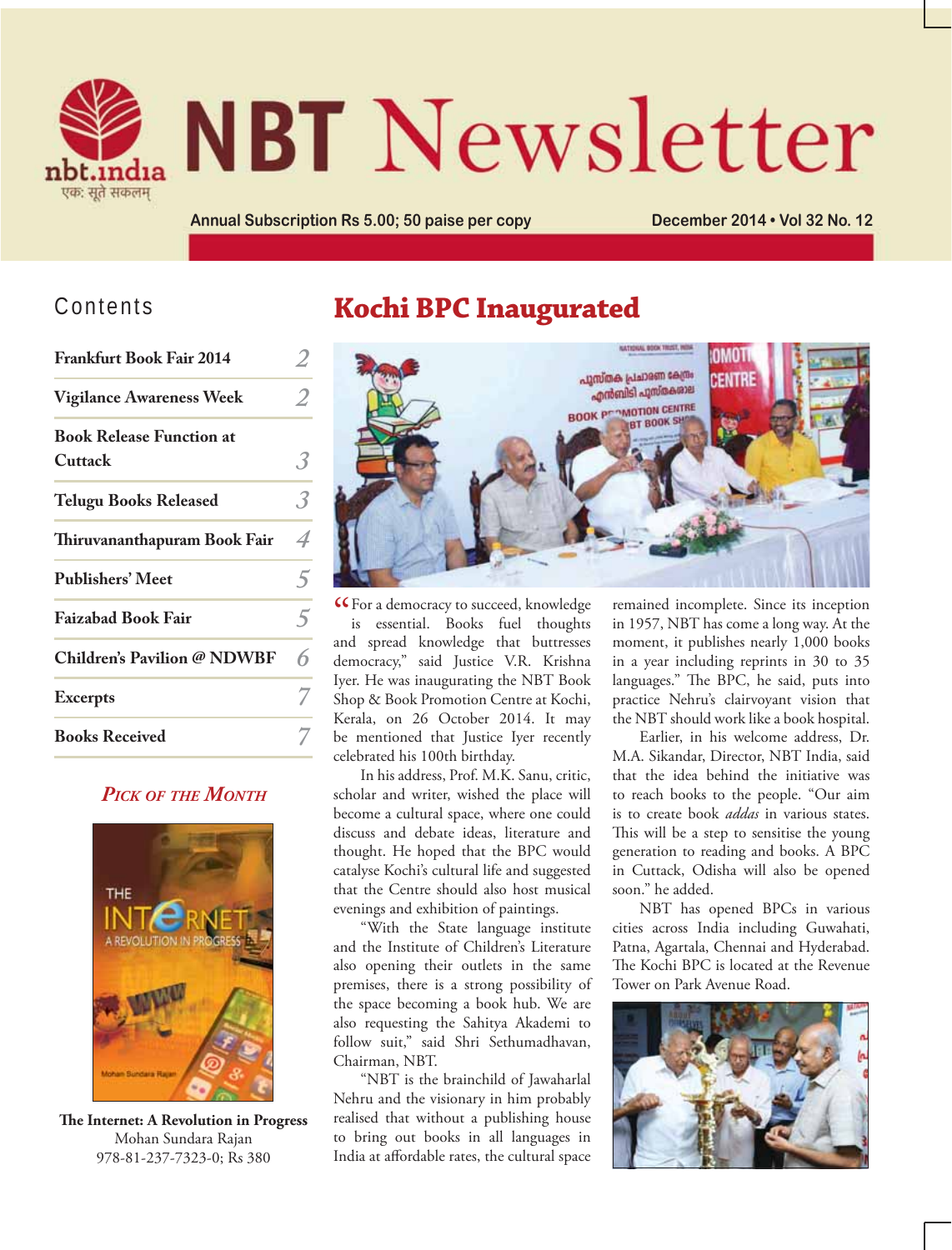# NBT Newsletter

Annual Subscription Rs 5.00; 50 paise per copy

December 2014 • Vol 32 No. 12

## Contents

| | |
|---|---|
| Frankfurt Book Fair 2014 | 2 |
| Vigilance Awareness Week | 2 |
| Book Release Function at Cuttack | 3 |
| Telugu Books Released | 3 |
| Thiruvananthapuram Book Fair | 4 |
| Publishers' Meet | 5 |
| Faizabad Book Fair | 5 |
| Children's Pavilion @ NDWBF | 6 |
| Excerpts | 7 |
| Books Received | 7 |

### *Pick of the Month*

**The Internet: A Revolution in Progress**
Mohan Sundara Rajan
978-81-237-7323-0; Rs 380

# Kochi BPC Inaugurated

"For a democracy to succeed, knowledge is essential. Books fuel thoughts and spread knowledge that buttresses democracy," said Justice V.R. Krishna Iyer. He was inaugurating the NBT Book Shop & Book Promotion Centre at Kochi, Kerala, on 26 October 2014. It may be mentioned that Justice Iyer recently celebrated his 100th birthday.

In his address, Prof. M.K. Sanu, critic, scholar and writer, wished the place will become a cultural space, where one could discuss and debate ideas, literature and thought. He hoped that the BPC would catalyse Kochi's cultural life and suggested that the Centre should also host musical evenings and exhibition of paintings.

"With the State language institute and the Institute of Children's Literature also opening their outlets in the same premises, there is a strong possibility of the space becoming a book hub. We are also requesting the Sahitya Akademi to follow suit," said Shri Sethumadhavan, Chairman, NBT.

"NBT is the brainchild of Jawaharlal Nehru and the visionary in him probably realised that without a publishing house to bring out books in all languages in India at affordable rates, the cultural space remained incomplete. Since its inception in 1957, NBT has come a long way. At the moment, it publishes nearly 1,000 books in a year including reprints in 30 to 35 languages." The BPC, he said, puts into practice Nehru's clairvoyant vision that the NBT should work like a book hospital.

Earlier, in his welcome address, Dr. M.A. Sikandar, Director, NBT India, said that the idea behind the initiative was to reach books to the people. "Our aim is to create book *addas* in various states. This will be a step to sensitise the young generation to reading and books. A BPC in Cuttack, Odisha will also be opened soon." he added.

NBT has opened BPCs in various cities across India including Guwahati, Patna, Agartala, Chennai and Hyderabad. The Kochi BPC is located at the Revenue Tower on Park Avenue Road.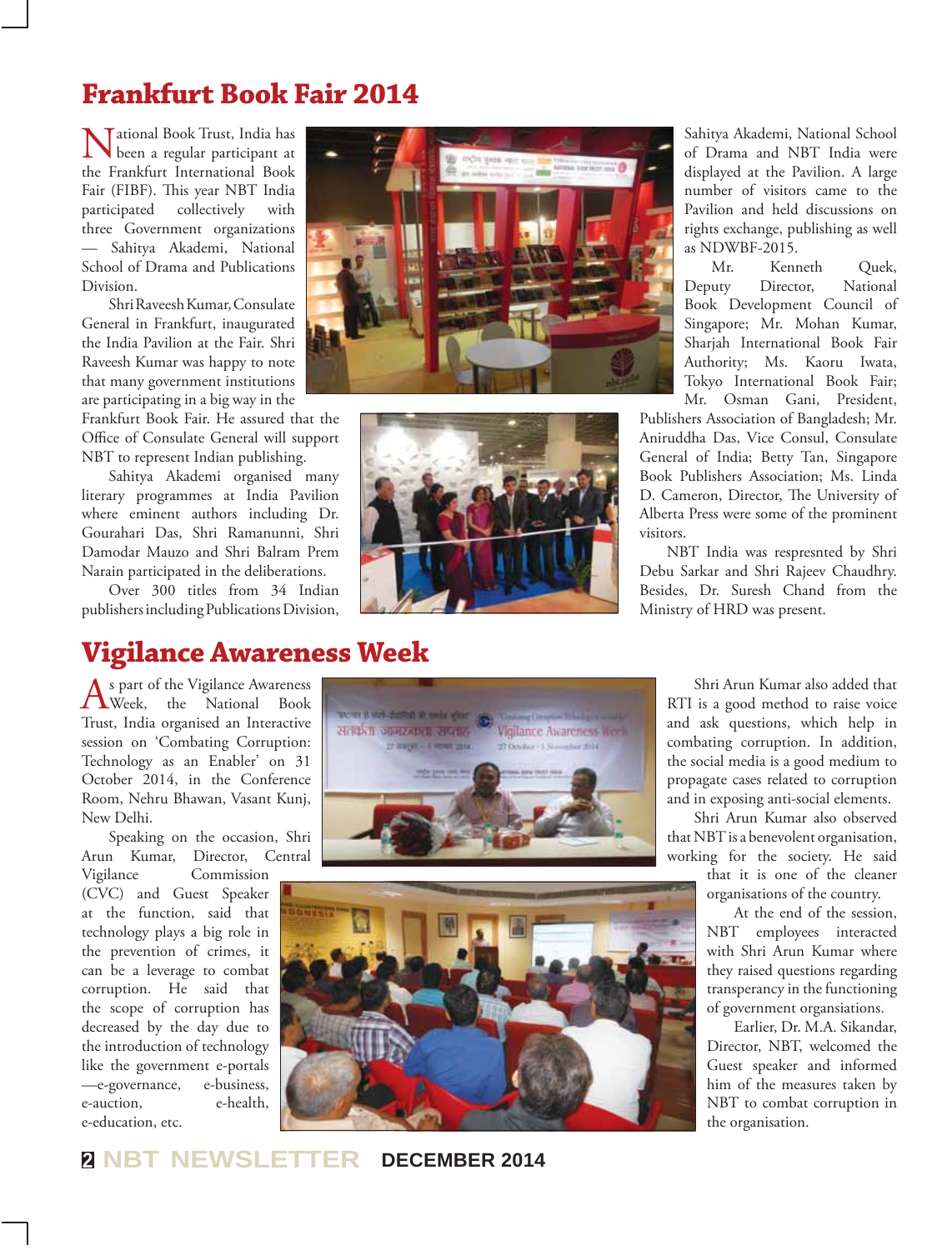## Frankfurt Book Fair 2014

National Book Trust, India has been a regular participant at the Frankfurt International Book Fair (FIBF). This year NBT India participated collectively with three Government organizations — Sahitya Akademi, National School of Drama and Publications Division.

Shri Raveesh Kumar, Consulate General in Frankfurt, inaugurated the India Pavilion at the Fair. Shri Raveesh Kumar was happy to note that many government institutions are participating in a big way in the Frankfurt Book Fair. He assured that the Office of Consulate General will support NBT to represent Indian publishing.

Sahitya Akademi organised many literary programmes at India Pavilion where eminent authors including Dr. Gourahari Das, Shri Ramanunni, Shri Damodar Mauzo and Shri Balram Prem Narain participated in the deliberations.

Over 300 titles from 34 Indian publishers including Publications Division, Sahitya Akademi, National School of Drama and NBT India were displayed at the Pavilion. A large number of visitors came to the Pavilion and held discussions on rights exchange, publishing as well as NDWBF-2015.

Mr. Kenneth Quek, Deputy Director, National Book Development Council of Singapore; Mr. Mohan Kumar, Sharjah International Book Fair Authority; Ms. Kaoru Iwata, Tokyo International Book Fair; Mr. Osman Gani, President, Publishers Association of Bangladesh; Mr. Aniruddha Das, Vice Consul, Consulate General of India; Betty Tan, Singapore Book Publishers Association; Ms. Linda D. Cameron, Director, The University of Alberta Press were some of the prominent visitors.

NBT India was respresnted by Shri Debu Sarkar and Shri Rajeev Chaudhry. Besides, Dr. Suresh Chand from the Ministry of HRD was present.

## Vigilance Awareness Week

As part of the Vigilance Awareness Week, the National Book Trust, India organised an Interactive session on 'Combating Corruption: Technology as an Enabler' on 31 October 2014, in the Conference Room, Nehru Bhawan, Vasant Kunj, New Delhi.

Speaking on the occasion, Shri Arun Kumar, Director, Central Vigilance Commission (CVC) and Guest Speaker at the function, said that technology plays a big role in the prevention of crimes, it can be a leverage to combat corruption. He said that the scope of corruption has decreased by the day due to the introduction of technology like the government e-portals —e-governance, e-business, e-auction, e-health, e-education, etc.

Shri Arun Kumar also added that RTI is a good method to raise voice and ask questions, which help in combating corruption. In addition, the social media is a good medium to propagate cases related to corruption and in exposing anti-social elements.

Shri Arun Kumar also observed that NBT is a benevolent organisation, working for the society. He said that it is one of the cleaner organisations of the country.

At the end of the session, NBT employees interacted with Shri Arun Kumar where they raised questions regarding transperancy in the functioning of government organsiations.

Earlier, Dr. M.A. Sikandar, Director, NBT, welcomed the Guest speaker and informed him of the measures taken by NBT to combat corruption in the organisation.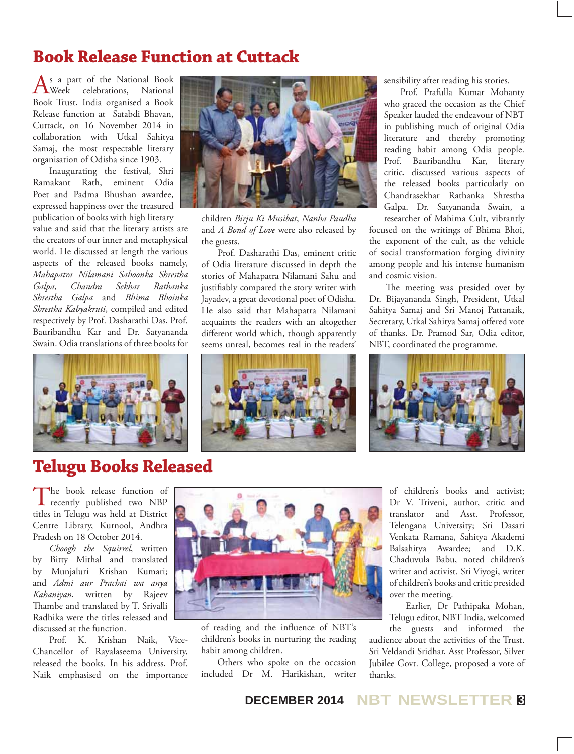## Book Release Function at Cuttack

As a part of the National Book Week celebrations, National Book Trust, India organised a Book Release function at Satabdi Bhavan, Cuttack, on 16 November 2014 in collaboration with Utkal Sahitya Samaj, the most respectable literary organisation of Odisha since 1903.

Inaugurating the festival, Shri Ramakant Rath, eminent Odia Poet and Padma Bhushan awardee, expressed happiness over the treasured publication of books with high literary value and said that the literary artists are the creators of our inner and metaphysical world. He discussed at length the various aspects of the released books namely, *Mahapatra Nilamani Sahoonka Shrestha Galpa*, *Chandra Sekhar Rathanka Shrestha Galpa* and *Bhima Bhoinka Shrestha Kabyakruti*, compiled and edited respectively by Prof. Dasharathi Das, Prof. Bauribandhu Kar and Dr. Satyananda Swain. Odia translations of three books for children *Birju Ki Musibat*, *Nanha Paudha* and *A Bond of Love* were also released by the guests.

Prof. Dasharathi Das, eminent critic of Odia literature discussed in depth the stories of Mahapatra Nilamani Sahu and justifiably compared the story writer with Jayadev, a great devotional poet of Odisha. He also said that Mahapatra Nilamani acquaints the readers with an altogether different world which, though apparently seems unreal, becomes real in the readers' sensibility after reading his stories.

Prof. Prafulla Kumar Mohanty who graced the occasion as the Chief Speaker lauded the endeavour of NBT in publishing much of original Odia literature and thereby promoting reading habit among Odia people. Prof. Bauribandhu Kar, literary critic, discussed various aspects of the released books particularly on Chandrasekhar Rathanka Shrestha Galpa. Dr. Satyananda Swain, a researcher of Mahima Cult, vibrantly focused on the writings of Bhima Bhoi, the exponent of the cult, as the vehicle of social transformation forging divinity among people and his intense humanism and cosmic vision.

The meeting was presided over by Dr. Bijayananda Singh, President, Utkal Sahitya Samaj and Sri Manoj Pattanaik, Secretary, Utkal Sahitya Samaj offered vote of thanks. Dr. Pramod Sar, Odia editor, NBT, coordinated the programme.

## Telugu Books Released

The book release function of recently published two NBP titles in Telugu was held at District Centre Library, Kurnool, Andhra Pradesh on 18 October 2014.

*Choogh the Squirrel*, written by Bitty Mithal and translated by Munjaluri Krishan Kumari; and *Admi aur Prachai wa anya Kahaniyan*, written by Rajeev Thambe and translated by T. Srivalli Radhika were the titles released and discussed at the function.

Prof. K. Krishan Naik, Vice-Chancellor of Rayalaseema University, released the books. In his address, Prof. Naik emphasised on the importance of reading and the influence of NBT's children's books in nurturing the reading habit among children.

Others who spoke on the occasion included Dr M. Harikishan, writer of children's books and activist; Dr V. Triveni, author, critic and translator and Asst. Professor, Telengana University; Sri Dasari Venkata Ramana, Sahitya Akademi Balsahitya Awardee; and D.K. Chaduvula Babu, noted children's writer and activist. Sri Viyogi, writer of children's books and critic presided over the meeting.

Earlier, Dr Pathipaka Mohan, Telugu editor, NBT India, welcomed the guests and informed the audience about the activities of the Trust. Sri Veldandi Sridhar, Asst Professor, Silver Jubilee Govt. College, proposed a vote of thanks.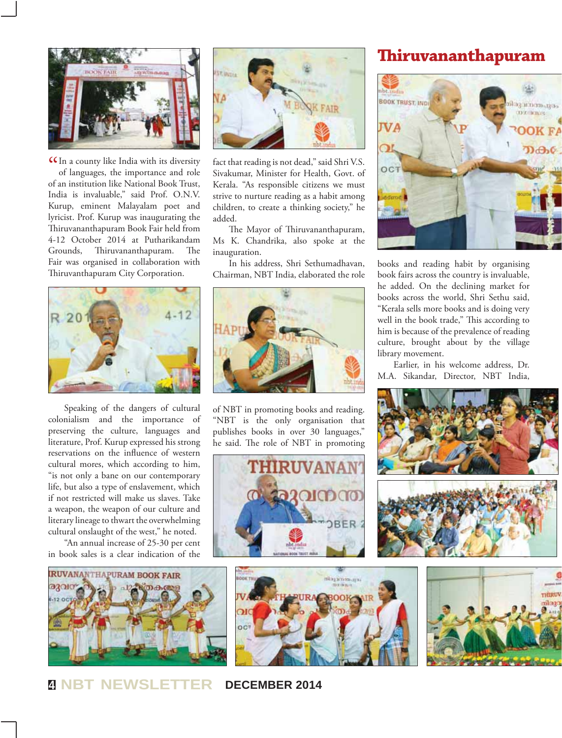# Thiruvananthapuram

"In a county like India with its diversity of languages, the importance and role of an institution like National Book Trust, India is invaluable," said Prof. O.N.V. Kurup, eminent Malayalam poet and lyricist. Prof. Kurup was inaugurating the Thiruvananthapuram Book Fair held from 4-12 October 2014 at Putharikandam Grounds, Thiruvananthapuram. The Fair was organised in collaboration with Thiruvanthapuram City Corporation.

Speaking of the dangers of cultural colonialism and the importance of preserving the culture, languages and literature, Prof. Kurup expressed his strong reservations on the influence of western cultural mores, which according to him, "is not only a bane on our contemporary life, but also a type of enslavement, which if not restricted will make us slaves. Take a weapon, the weapon of our culture and literary lineage to thwart the overwhelming cultural onslaught of the west," he noted.

"An annual increase of 25-30 per cent in book sales is a clear indication of the fact that reading is not dead," said Shri V.S. Sivakumar, Minister for Health, Govt. of Kerala. "As responsible citizens we must strive to nurture reading as a habit among children, to create a thinking society," he added.

The Mayor of Thiruvananthapuram, Ms K. Chandrika, also spoke at the inauguration.

In his address, Shri Sethumadhavan, Chairman, NBT India, elaborated the role of NBT in promoting books and reading. "NBT is the only organisation that publishes books in over 30 languages," he said. The role of NBT in promoting books and reading habit by organising book fairs across the country is invaluable, he added. On the declining market for books across the world, Shri Sethu said, "Kerala sells more books and is doing very well in the book trade," This according to him is because of the prevalence of reading culture, brought about by the village library movement.

Earlier, in his welcome address, Dr. M.A. Sikandar, Director, NBT India,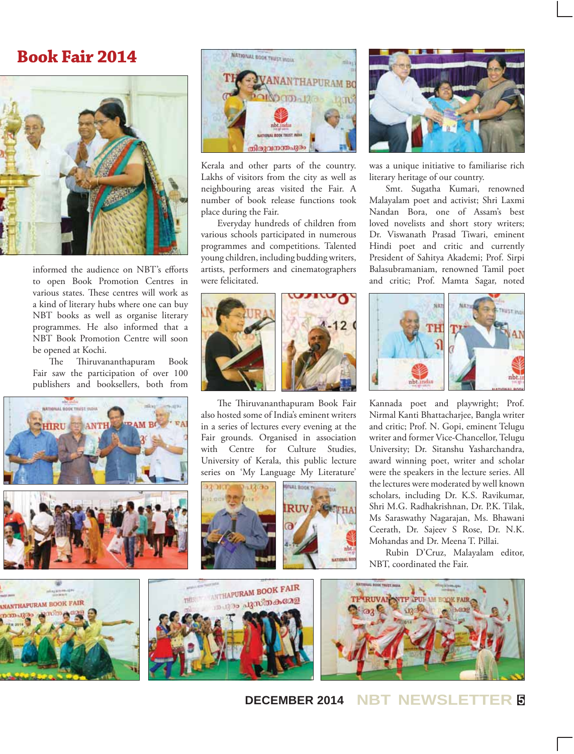# Book Fair 2014

informed the audience on NBT's efforts to open Book Promotion Centres in various states. These centres will work as a kind of literary hubs where one can buy NBT books as well as organise literary programmes. He also informed that a NBT Book Promotion Centre will soon be opened at Kochi.

The Thiruvananthapuram Book Fair saw the participation of over 100 publishers and booksellers, both from Kerala and other parts of the country. Lakhs of visitors from the city as well as neighbouring areas visited the Fair. A number of book release functions took place during the Fair.

Everyday hundreds of children from various schools participated in numerous programmes and competitions. Talented young children, including budding writers, artists, performers and cinematographers were felicitated.

The Thiruvananthapuram Book Fair also hosted some of India's eminent writers in a series of lectures every evening at the Fair grounds. Organised in association with Centre for Culture Studies, University of Kerala, this public lecture series on 'My Language My Literature' was a unique initiative to familiarise rich literary heritage of our country.

Smt. Sugatha Kumari, renowned Malayalam poet and activist; Shri Laxmi Nandan Bora, one of Assam's best loved novelists and short story writers; Dr. Viswanath Prasad Tiwari, eminent Hindi poet and critic and currently President of Sahitya Akademi; Prof. Sirpi Balasubramaniam, renowned Tamil poet and critic; Prof. Mamta Sagar, noted Kannada poet and playwright; Prof. Nirmal Kanti Bhattacharjee, Bangla writer and critic; Prof. N. Gopi, eminent Telugu writer and former Vice-Chancellor, Telugu University; Dr. Sitanshu Yasharchandra, award winning poet, writer and scholar were the speakers in the lecture series. All the lectures were moderated by well known scholars, including Dr. K.S. Ravikumar, Shri M.G. Radhakrishnan, Dr. P.K. Tilak, Ms Saraswathy Nagarajan, Ms. Bhawani Ceerath, Dr. Sajeev S Rose, Dr. N.K. Mohandas and Dr. Meena T. Pillai.

Rubin D'Cruz, Malayalam editor, NBT, coordinated the Fair.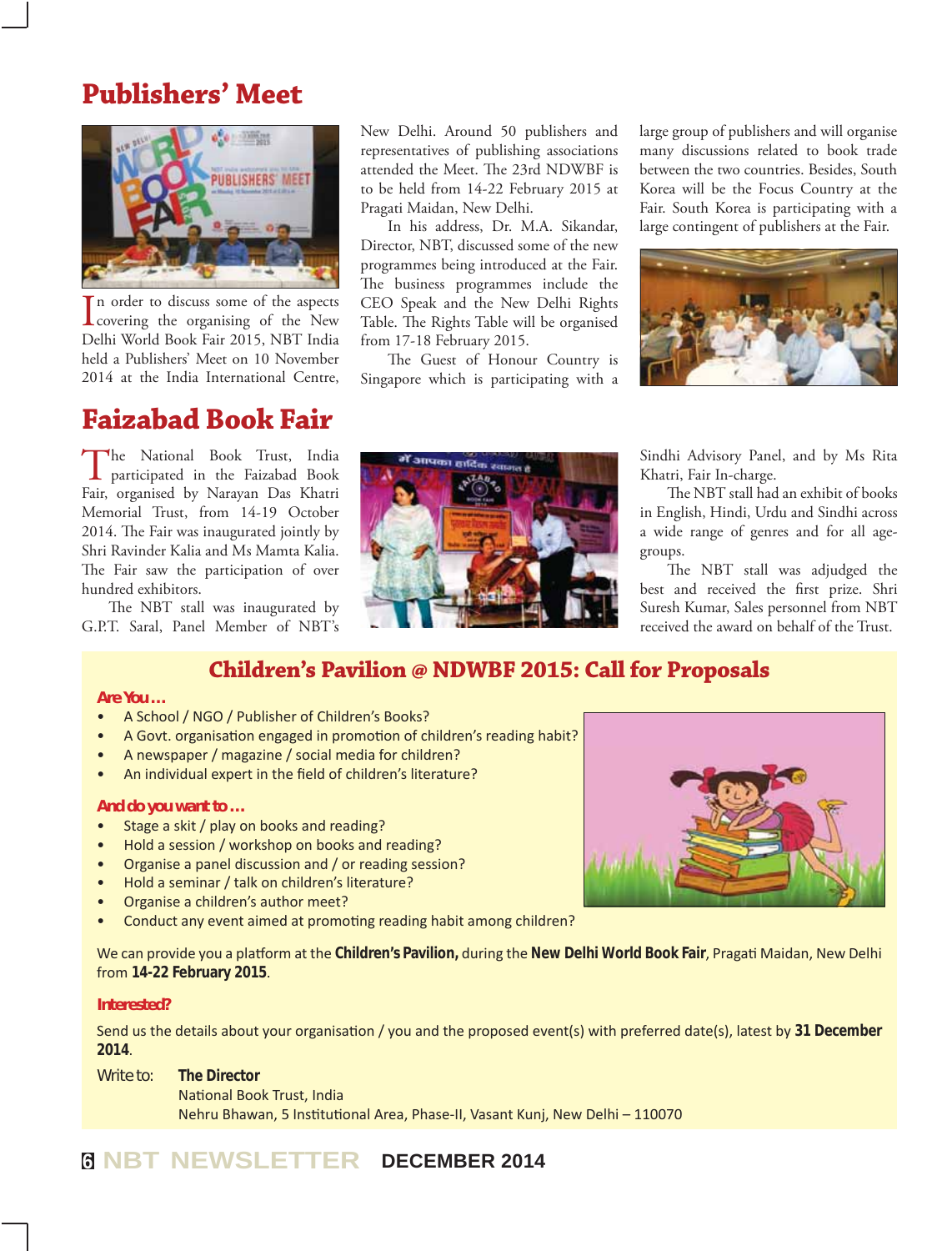## Publishers' Meet

In order to discuss some of the aspects covering the organising of the New Delhi World Book Fair 2015, NBT India held a Publishers' Meet on 10 November 2014 at the India International Centre, New Delhi. Around 50 publishers and representatives of publishing associations attended the Meet. The 23rd NDWBF is to be held from 14-22 February 2015 at Pragati Maidan, New Delhi.

In his address, Dr. M.A. Sikandar, Director, NBT, discussed some of the new programmes being introduced at the Fair. The business programmes include the CEO Speak and the New Delhi Rights Table. The Rights Table will be organised from 17-18 February 2015.

The Guest of Honour Country is Singapore which is participating with a large group of publishers and will organise many discussions related to book trade between the two countries. Besides, South Korea will be the Focus Country at the Fair. South Korea is participating with a large contingent of publishers at the Fair.

## Faizabad Book Fair

The National Book Trust, India participated in the Faizabad Book Fair, organised by Narayan Das Khatri Memorial Trust, from 14-19 October 2014. The Fair was inaugurated jointly by Shri Ravinder Kalia and Ms Mamta Kalia. The Fair saw the participation of over hundred exhibitors.

The NBT stall was inaugurated by G.P.T. Saral, Panel Member of NBT's Sindhi Advisory Panel, and by Ms Rita Khatri, Fair In-charge.

The NBT stall had an exhibit of books in English, Hindi, Urdu and Sindhi across a wide range of genres and for all age-groups.

The NBT stall was adjudged the best and received the first prize. Shri Suresh Kumar, Sales personnel from NBT received the award on behalf of the Trust.

## Children's Pavilion @ NDWBF 2015: Call for Proposals

**Are You ...**

- A School / NGO / Publisher of Children's Books?
- A Govt. organisation engaged in promotion of children's reading habit?
- A newspaper / magazine / social media for children?
- An individual expert in the field of children's literature?

**And do you want to ...**

- Stage a skit / play on books and reading?
- Hold a session / workshop on books and reading?
- Organise a panel discussion and / or reading session?
- Hold a seminar / talk on children's literature?
- Organise a children's author meet?
- Conduct any event aimed at promoting reading habit among children?

We can provide you a platform at the **Children's Pavilion,** during the **New Delhi World Book Fair**, Pragati Maidan, New Delhi from **14-22 February 2015**.

**Interested?**

Send us the details about your organisation / you and the proposed event(s) with preferred date(s), latest by **31 December 2014**.

Write to: **The Director**
National Book Trust, India
Nehru Bhawan, 5 Institutional Area, Phase-II, Vasant Kunj, New Delhi – 110070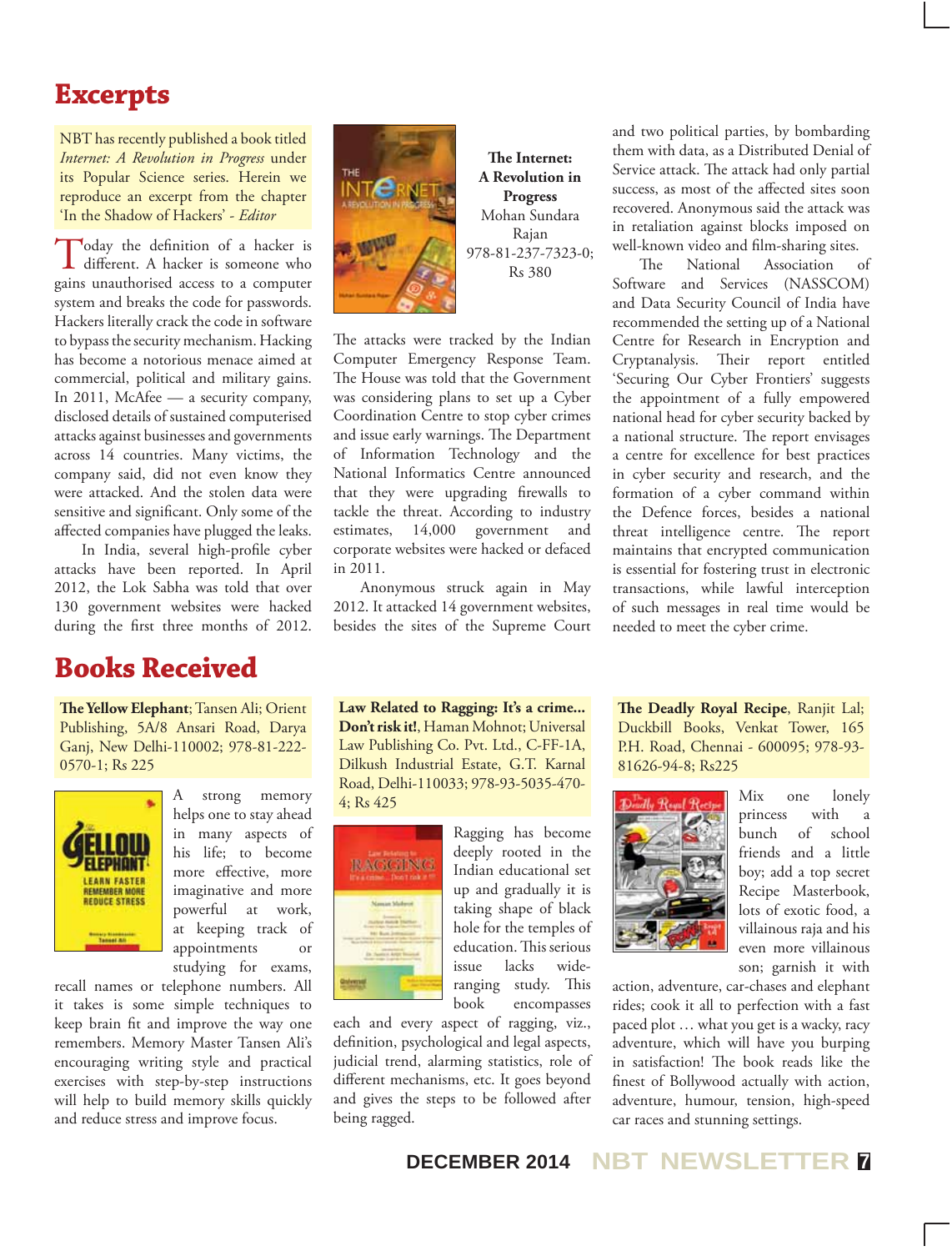# Excerpts

NBT has recently published a book titled *Internet: A Revolution in Progress* under its Popular Science series. Herein we reproduce an excerpt from the chapter 'In the Shadow of Hackers' - *Editor*

**The Internet: A Revolution in Progress**
Mohan Sundara Rajan
978-81-237-7323-0; Rs 380

Today the definition of a hacker is different. A hacker is someone who gains unauthorised access to a computer system and breaks the code for passwords. Hackers literally crack the code in software to bypass the security mechanism. Hacking has become a notorious menace aimed at commercial, political and military gains. In 2011, McAfee — a security company, disclosed details of sustained computerised attacks against businesses and governments across 14 countries. Many victims, the company said, did not even know they were attacked. And the stolen data were sensitive and significant. Only some of the affected companies have plugged the leaks.

In India, several high-profile cyber attacks have been reported. In April 2012, the Lok Sabha was told that over 130 government websites were hacked during the first three months of 2012. The attacks were tracked by the Indian Computer Emergency Response Team. The House was told that the Government was considering plans to set up a Cyber Coordination Centre to stop cyber crimes and issue early warnings. The Department of Information Technology and the National Informatics Centre announced that they were upgrading firewalls to tackle the threat. According to industry estimates, 14,000 government and corporate websites were hacked or defaced in 2011.

Anonymous struck again in May 2012. It attacked 14 government websites, besides the sites of the Supreme Court and two political parties, by bombarding them with data, as a Distributed Denial of Service attack. The attack had only partial success, as most of the affected sites soon recovered. Anonymous said the attack was in retaliation against blocks imposed on well-known video and film-sharing sites.

The National Association of Software and Services (NASSCOM) and Data Security Council of India have recommended the setting up of a National Centre for Research in Encryption and Cryptanalysis. Their report entitled 'Securing Our Cyber Frontiers' suggests the appointment of a fully empowered national head for cyber security backed by a national structure. The report envisages a centre for excellence for best practices in cyber security and research, and the formation of a cyber command within the Defence forces, besides a national threat intelligence centre. The report maintains that encrypted communication is essential for fostering trust in electronic transactions, while lawful interception of such messages in real time would be needed to meet the cyber crime.

# Books Received

**The Yellow Elephant**; Tansen Ali; Orient Publishing, 5A/8 Ansari Road, Darya Ganj, New Delhi-110002; 978-81-222-0570-1; Rs 225

A strong memory helps one to stay ahead in many aspects of his life; to become more effective, more imaginative and more powerful at work, at keeping track of appointments or studying for exams, recall names or telephone numbers. All it takes is some simple techniques to keep brain fit and improve the way one remembers. Memory Master Tansen Ali's encouraging writing style and practical exercises with step-by-step instructions will help to build memory skills quickly and reduce stress and improve focus.

**Law Related to Ragging: It's a crime... Don't risk it!**, Haman Mohnot; Universal Law Publishing Co. Pvt. Ltd., C-FF-1A, Dilkush Industrial Estate, G.T. Karnal Road, Delhi-110033; 978-93-5035-470-4; Rs 425

Ragging has become deeply rooted in the Indian educational set up and gradually it is taking shape of black hole for the temples of education. This serious issue lacks wide-ranging study. This book encompasses each and every aspect of ragging, viz., definition, psychological and legal aspects, judicial trend, alarming statistics, role of different mechanisms, etc. It goes beyond and gives the steps to be followed after being ragged.

**The Deadly Royal Recipe**, Ranjit Lal; Duckbill Books, Venkat Tower, 165 P.H. Road, Chennai - 600095; 978-93-81626-94-8; Rs225

Mix one lonely princess with a bunch of school friends and a little boy; add a top secret Recipe Masterbook, lots of exotic food, a villainous raja and his even more villainous son; garnish it with action, adventure, car-chases and elephant rides; cook it all to perfection with a fast paced plot … what you get is a wacky, racy adventure, which will have you burping in satisfaction! The book reads like the finest of Bollywood actually with action, adventure, humour, tension, high-speed car races and stunning settings.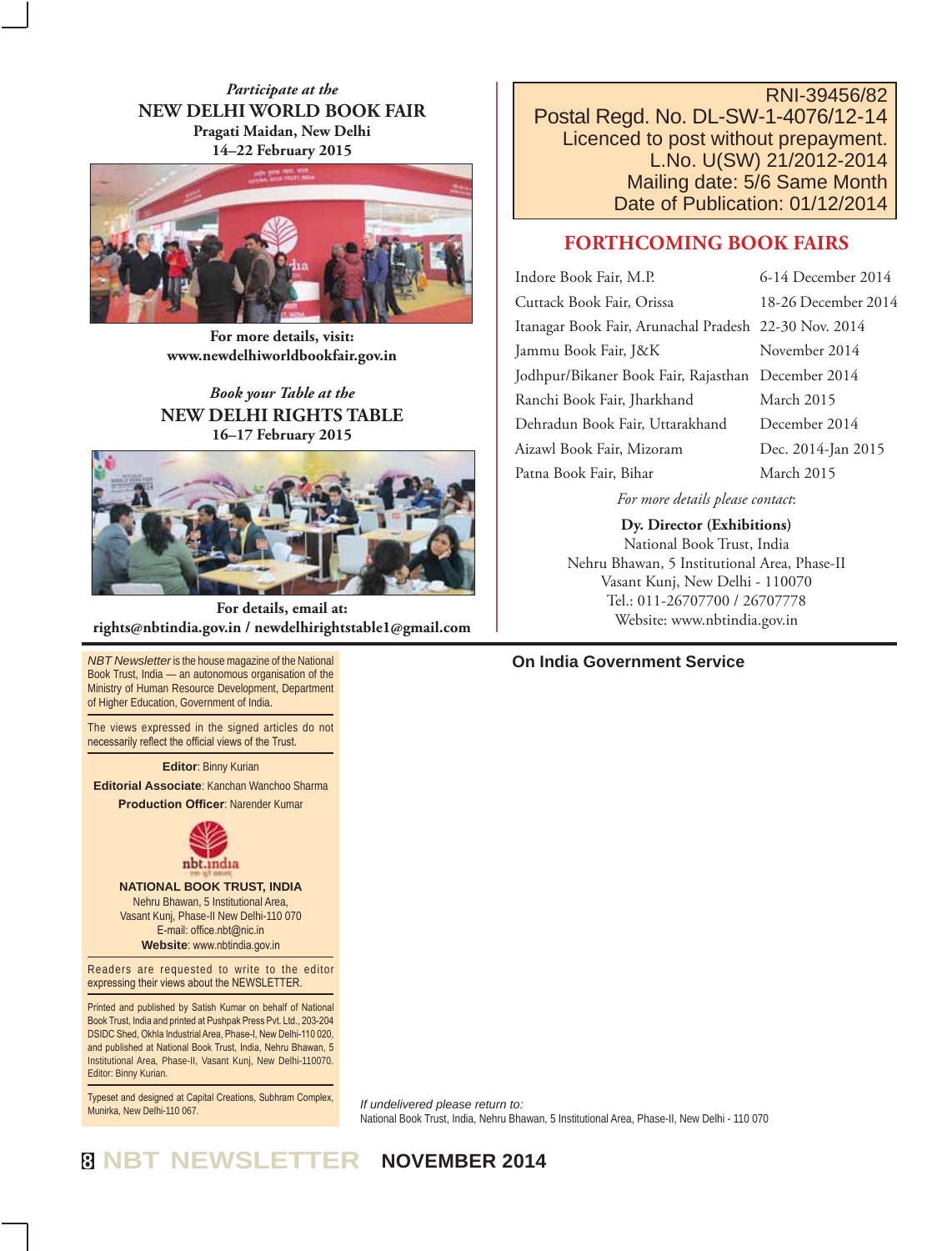*Participate at the*

## NEW DELHI WORLD BOOK FAIR

**Pragati Maidan, New Delhi**

**14–22 February 2015**

**For more details, visit:**
**www.newdelhiworldbookfair.gov.in**

*Book your Table at the*

## NEW DELHI RIGHTS TABLE

**16–17 February 2015**

**For details, email at:**
**rights@nbtindia.gov.in / newdelhirightstable1@gmail.com**

RNI-39456/82
Postal Regd. No. DL-SW-1-4076/12-14
Licenced to post without prepayment.
L.No. U(SW) 21/2012-2014
Mailing date: 5/6 Same Month
Date of Publication: 01/12/2014

## FORTHCOMING BOOK FAIRS

| | |
|---|---|
| Indore Book Fair, M.P. | 6-14 December 2014 |
| Cuttack Book Fair, Orissa | 18-26 December 2014 |
| Itanagar Book Fair, Arunachal Pradesh | 22-30 Nov. 2014 |
| Jammu Book Fair, J&K | November 2014 |
| Jodhpur/Bikaner Book Fair, Rajasthan | December 2014 |
| Ranchi Book Fair, Jharkhand | March 2015 |
| Dehradun Book Fair, Uttarakhand | December 2014 |
| Aizawl Book Fair, Mizoram | Dec. 2014-Jan 2015 |
| Patna Book Fair, Bihar | March 2015 |

*For more details please contact*:

**Dy. Director (Exhibitions)**
National Book Trust, India
Nehru Bhawan, 5 Institutional Area, Phase-II
Vasant Kunj, New Delhi - 110070
Tel.: 011-26707700 / 26707778
Website: www.nbtindia.gov.in

*NBT Newsletter* is the house magazine of the National Book Trust, India — an autonomous organisation of the Ministry of Human Resource Development, Department of Higher Education, Government of India.

The views expressed in the signed articles do not necessarily reflect the official views of the Trust.

**Editor**: Binny Kurian
**Editorial Associate**: Kanchan Wanchoo Sharma
**Production Officer**: Narender Kumar

**NATIONAL BOOK TRUST, INDIA**
Nehru Bhawan, 5 Institutional Area,
Vasant Kunj, Phase-II New Delhi-110 070
E-mail: office.nbt@nic.in
**Website**: www.nbtindia.gov.in

Readers are requested to write to the editor expressing their views about the NEWSLETTER.

Printed and published by Satish Kumar on behalf of National Book Trust, India and printed at Pushpak Press Pvt. Ltd., 203-204 DSIDC Shed, Okhla Industrial Area, Phase-I, New Delhi-110 020, and published at National Book Trust, India, Nehru Bhawan, 5 Institutional Area, Phase-II, Vasant Kunj, New Delhi-110070. Editor: Binny Kurian.

Typeset and designed at Capital Creations, Subhram Complex, Munirka, New Delhi-110 067.

**On India Government Service**

*If undelivered please return to:*
National Book Trust, India, Nehru Bhawan, 5 Institutional Area, Phase-II, New Delhi - 110 070